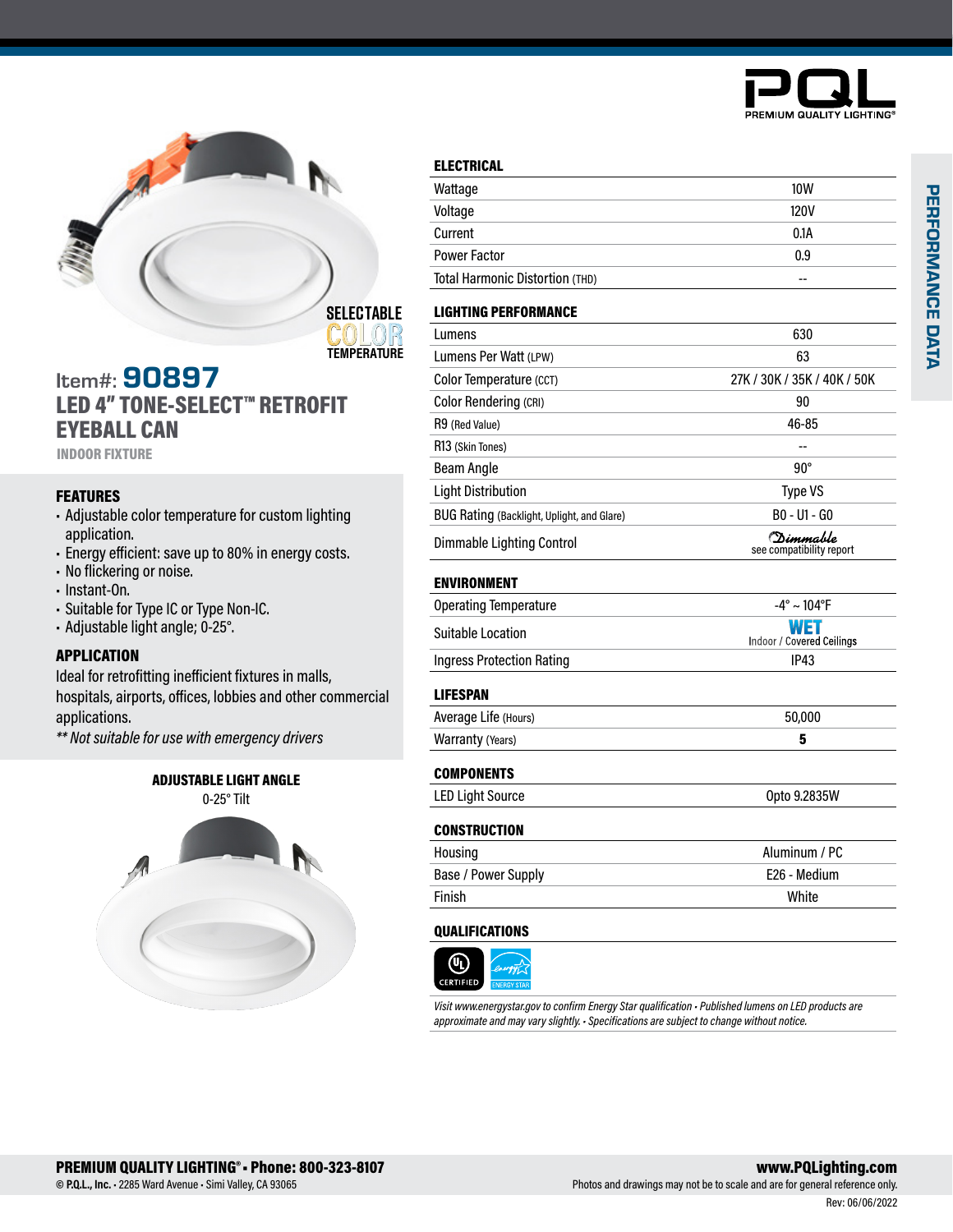PQL
PREMIUM QUALITY LIGHTING®

SELECTABLE COLOR TEMPERATURE

Item#: **90897**

# LED 4" TONE-SELECT™ RETROFIT EYEBALL CAN

INDOOR FIXTURE

## FEATURES

- Adjustable color temperature for custom lighting application.
- Energy efficient: save up to 80% in energy costs.
- No flickering or noise.
- Instant-On.
- Suitable for Type IC or Type Non-IC.
- Adjustable light angle; 0-25°.

## APPLICATION

Ideal for retrofitting inefficient fixtures in malls, hospitals, airports, offices, lobbies and other commercial applications.

*** Not suitable for use with emergency drivers*

**ADJUSTABLE LIGHT ANGLE**

0-25° Tilt

## PERFORMANCE DATA

| ELECTRICAL | |
|---|---|
| Wattage | 10W |
| Voltage | 120V |
| Current | 0.1A |
| Power Factor | 0.9 |
| Total Harmonic Distortion (THD) | -- |

| LIGHTING PERFORMANCE | |
|---|---|
| Lumens | 630 |
| Lumens Per Watt (LPW) | 63 |
| Color Temperature (CCT) | 27K / 30K / 35K / 40K / 50K |
| Color Rendering (CRI) | 90 |
| R9 (Red Value) | 46-85 |
| R13 (Skin Tones) | -- |
| Beam Angle | 90° |
| Light Distribution | Type VS |
| BUG Rating (Backlight, Uplight, and Glare) | B0 - U1 - G0 |
| Dimmable Lighting Control | Dimmable see compatibility report |

| ENVIRONMENT | |
|---|---|
| Operating Temperature | -4° ~ 104°F |
| Suitable Location | WET Indoor / Covered Ceilings |
| Ingress Protection Rating | IP43 |

| LIFESPAN | |
|---|---|
| Average Life (Hours) | 50,000 |
| Warranty (Years) | **5** |

| COMPONENTS | |
|---|---|
| LED Light Source | Opto 9.2835W |

| CONSTRUCTION | |
|---|---|
| Housing | Aluminum / PC |
| Base / Power Supply | E26 - Medium |
| Finish | White |

## QUALIFICATIONS

UL CERTIFIED · ENERGY STAR

*Visit www.energystar.gov to confirm Energy Star qualification • Published lumens on LED products are approximate and may vary slightly. • Specifications are subject to change without notice.*

**PREMIUM QUALITY LIGHTING® • Phone: 800-323-8107**

© **P.Q.L., Inc.** • 2285 Ward Avenue • Simi Valley, CA 93065

**www.PQLighting.com**

Photos and drawings may not be to scale and are for general reference only.

Rev: 06/06/2022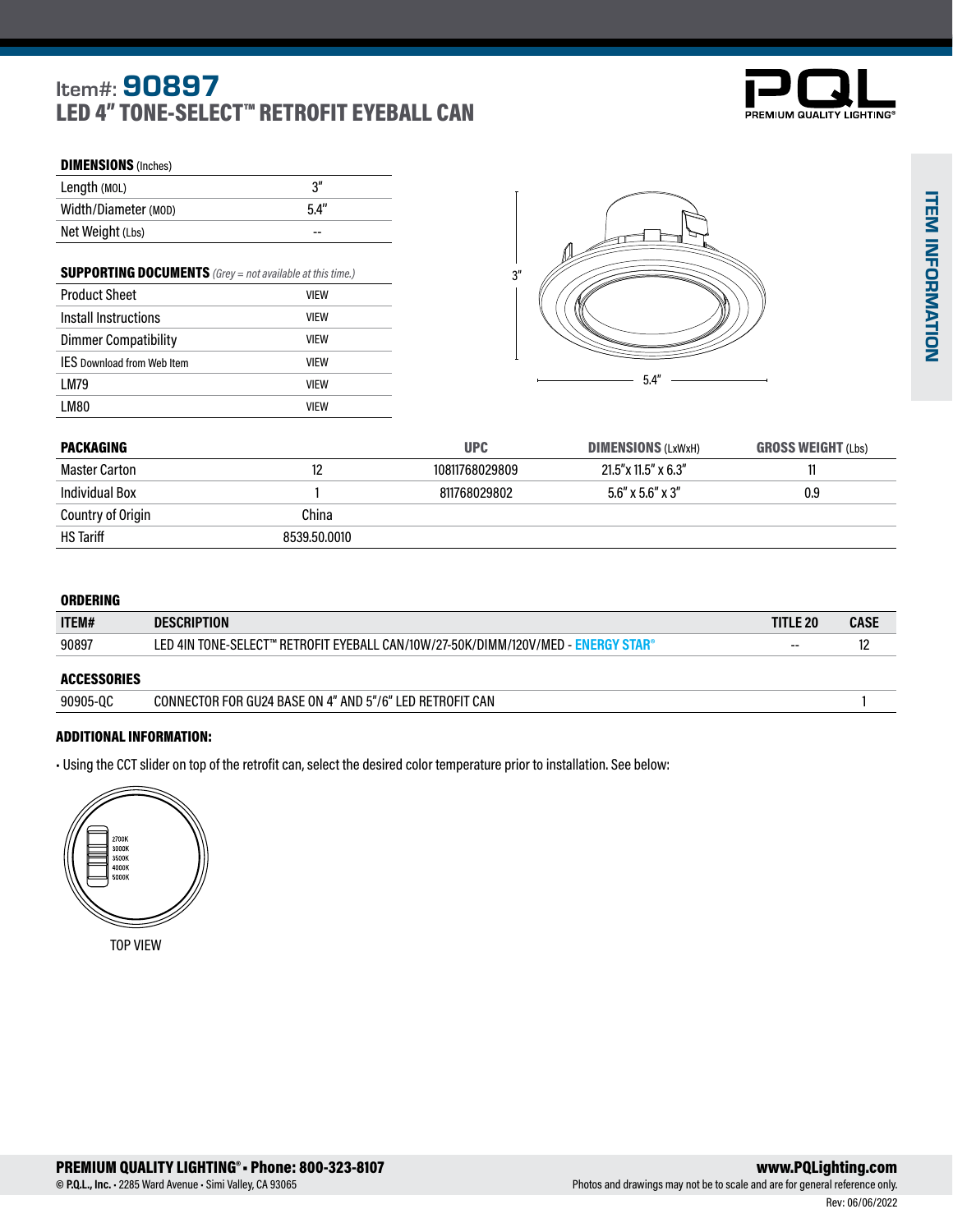Item#: **90897**

# LED 4" TONE-SELECT™ RETROFIT EYEBALL CAN

**ITEM INFORMATION**

| **DIMENSIONS** (Inches) | |
|---|---|
| Length (MOL) | 3" |
| Width/Diameter (MOD) | 5.4" |
| Net Weight (Lbs) | -- |

| **SUPPORTING DOCUMENTS** *(Grey = not available at this time.)* | |
|---|---|
| Product Sheet | VIEW |
| Install Instructions | VIEW |
| Dimmer Compatibility | VIEW |
| IES Download from Web Item | VIEW |
| LM79 | VIEW |
| LM80 | VIEW |

3"

5.4"

| **PACKAGING** | | **UPC** | **DIMENSIONS** (LxWxH) | **GROSS WEIGHT** (Lbs) |
|---|---|---|---|---|
| Master Carton | 12 | 10811768029809 | 21.5"x 11.5" x 6.3" | 11 |
| Individual Box | 1 | 811768029802 | 5.6" x 5.6" x 3" | 0.9 |
| Country of Origin | China | | | |
| HS Tariff | 8539.50.0010 | | | |

## ORDERING

| **ITEM#** | **DESCRIPTION** | **TITLE 20** | **CASE** |
|---|---|---|---|
| 90897 | LED 4IN TONE-SELECT™ RETROFIT EYEBALL CAN/10W/27-50K/DIMM/120V/MED - **ENERGY STAR®** | -- | 12 |

## ACCESSORIES

| | | |
|---|---|---|
| 90905-QC | CONNECTOR FOR GU24 BASE ON 4" AND 5"/6" LED RETROFIT CAN | 1 |

## ADDITIONAL INFORMATION:

- Using the CCT slider on top of the retrofit can, select the desired color temperature prior to installation. See below:

2700K
3000K
3500K
4000K
5000K

TOP VIEW

**PREMIUM QUALITY LIGHTING® • Phone: 800-323-8107**
© **P.Q.L., Inc.** • 2285 Ward Avenue • Simi Valley, CA 93065

**www.PQLighting.com**
Photos and drawings may not be to scale and are for general reference only.
Rev: 06/06/2022